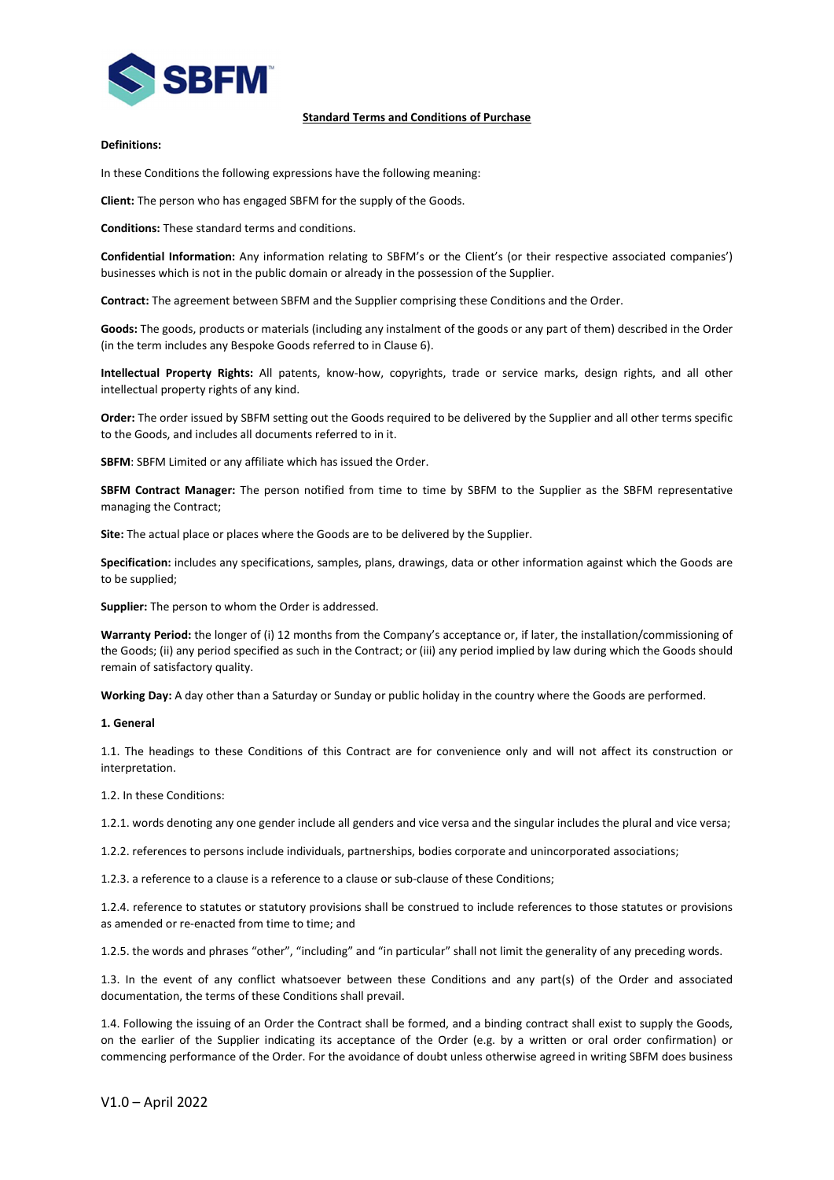## Standard Terms and Conditions of Purchase

**Definitions:**

In these Conditions the following expressions have the following meaning:

**Client:** The person who has engaged SBFM for the supply of the Goods.

**Conditions:** These standard terms and conditions.

**Confidential Information:** Any information relating to SBFM's or the Client's (or their respective associated companies') businesses which is not in the public domain or already in the possession of the Supplier.

**Contract:** The agreement between SBFM and the Supplier comprising these Conditions and the Order.

**Goods:** The goods, products or materials (including any instalment of the goods or any part of them) described in the Order (in the term includes any Bespoke Goods referred to in Clause 6).

**Intellectual Property Rights:** All patents, know-how, copyrights, trade or service marks, design rights, and all other intellectual property rights of any kind.

**Order:** The order issued by SBFM setting out the Goods required to be delivered by the Supplier and all other terms specific to the Goods, and includes all documents referred to in it.

**SBFM**: SBFM Limited or any affiliate which has issued the Order.

**SBFM Contract Manager:** The person notified from time to time by SBFM to the Supplier as the SBFM representative managing the Contract;

**Site:** The actual place or places where the Goods are to be delivered by the Supplier.

**Specification:** includes any specifications, samples, plans, drawings, data or other information against which the Goods are to be supplied;

**Supplier:** The person to whom the Order is addressed.

**Warranty Period:** the longer of (i) 12 months from the Company's acceptance or, if later, the installation/commissioning of the Goods; (ii) any period specified as such in the Contract; or (iii) any period implied by law during which the Goods should remain of satisfactory quality.

**Working Day:** A day other than a Saturday or Sunday or public holiday in the country where the Goods are performed.

**1. General**

1.1. The headings to these Conditions of this Contract are for convenience only and will not affect its construction or interpretation.

1.2. In these Conditions:

1.2.1. words denoting any one gender include all genders and vice versa and the singular includes the plural and vice versa;

1.2.2. references to persons include individuals, partnerships, bodies corporate and unincorporated associations;

1.2.3. a reference to a clause is a reference to a clause or sub-clause of these Conditions;

1.2.4. reference to statutes or statutory provisions shall be construed to include references to those statutes or provisions as amended or re-enacted from time to time; and

1.2.5. the words and phrases "other", "including" and "in particular" shall not limit the generality of any preceding words.

1.3. In the event of any conflict whatsoever between these Conditions and any part(s) of the Order and associated documentation, the terms of these Conditions shall prevail.

1.4. Following the issuing of an Order the Contract shall be formed, and a binding contract shall exist to supply the Goods, on the earlier of the Supplier indicating its acceptance of the Order (e.g. by a written or oral order confirmation) or commencing performance of the Order. For the avoidance of doubt unless otherwise agreed in writing SBFM does business

V1.0 – April 2022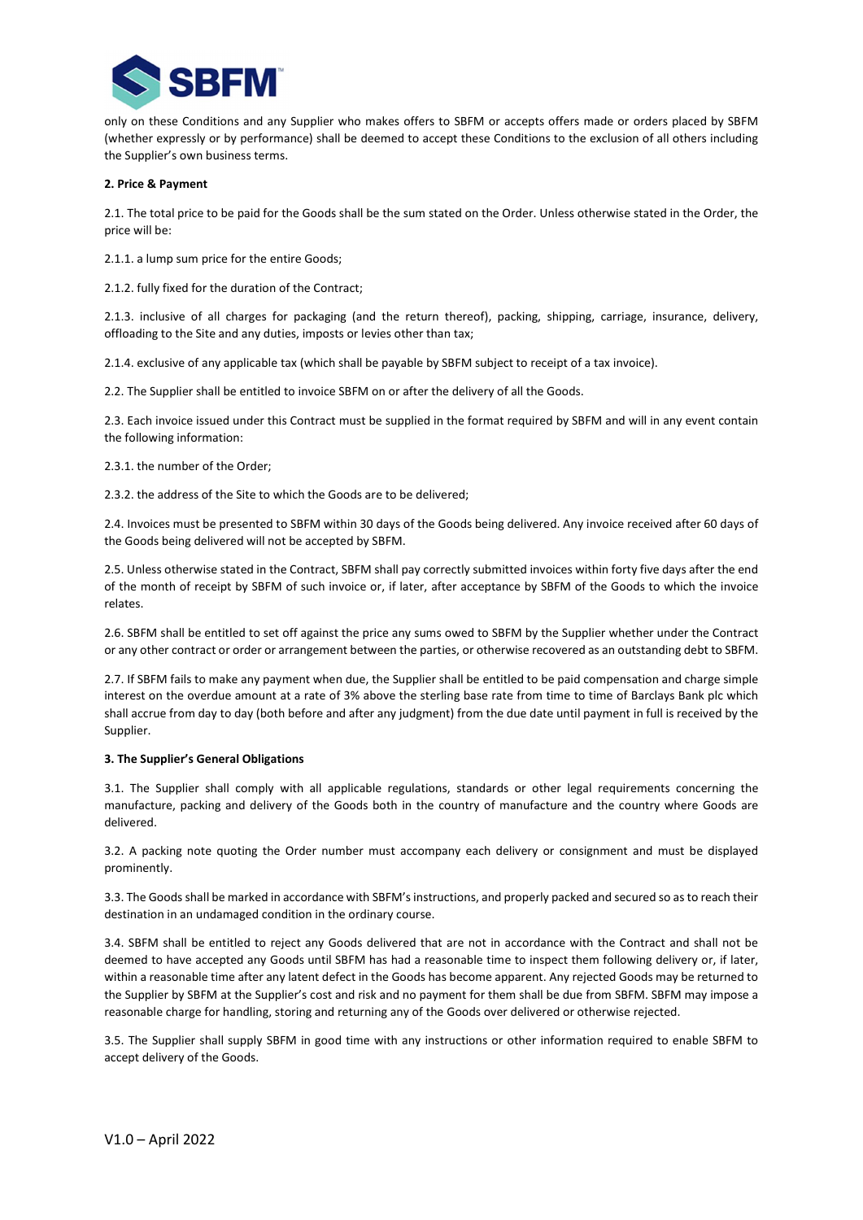only on these Conditions and any Supplier who makes offers to SBFM or accepts offers made or orders placed by SBFM (whether expressly or by performance) shall be deemed to accept these Conditions to the exclusion of all others including the Supplier's own business terms.

**2. Price & Payment**

2.1. The total price to be paid for the Goods shall be the sum stated on the Order. Unless otherwise stated in the Order, the price will be:

2.1.1. a lump sum price for the entire Goods;

2.1.2. fully fixed for the duration of the Contract;

2.1.3. inclusive of all charges for packaging (and the return thereof), packing, shipping, carriage, insurance, delivery, offloading to the Site and any duties, imposts or levies other than tax;

2.1.4. exclusive of any applicable tax (which shall be payable by SBFM subject to receipt of a tax invoice).

2.2. The Supplier shall be entitled to invoice SBFM on or after the delivery of all the Goods.

2.3. Each invoice issued under this Contract must be supplied in the format required by SBFM and will in any event contain the following information:

2.3.1. the number of the Order;

2.3.2. the address of the Site to which the Goods are to be delivered;

2.4. Invoices must be presented to SBFM within 30 days of the Goods being delivered. Any invoice received after 60 days of the Goods being delivered will not be accepted by SBFM.

2.5. Unless otherwise stated in the Contract, SBFM shall pay correctly submitted invoices within forty five days after the end of the month of receipt by SBFM of such invoice or, if later, after acceptance by SBFM of the Goods to which the invoice relates.

2.6. SBFM shall be entitled to set off against the price any sums owed to SBFM by the Supplier whether under the Contract or any other contract or order or arrangement between the parties, or otherwise recovered as an outstanding debt to SBFM.

2.7. If SBFM fails to make any payment when due, the Supplier shall be entitled to be paid compensation and charge simple interest on the overdue amount at a rate of 3% above the sterling base rate from time to time of Barclays Bank plc which shall accrue from day to day (both before and after any judgment) from the due date until payment in full is received by the Supplier.

**3. The Supplier's General Obligations**

3.1. The Supplier shall comply with all applicable regulations, standards or other legal requirements concerning the manufacture, packing and delivery of the Goods both in the country of manufacture and the country where Goods are delivered.

3.2. A packing note quoting the Order number must accompany each delivery or consignment and must be displayed prominently.

3.3. The Goods shall be marked in accordance with SBFM's instructions, and properly packed and secured so as to reach their destination in an undamaged condition in the ordinary course.

3.4. SBFM shall be entitled to reject any Goods delivered that are not in accordance with the Contract and shall not be deemed to have accepted any Goods until SBFM has had a reasonable time to inspect them following delivery or, if later, within a reasonable time after any latent defect in the Goods has become apparent. Any rejected Goods may be returned to the Supplier by SBFM at the Supplier's cost and risk and no payment for them shall be due from SBFM. SBFM may impose a reasonable charge for handling, storing and returning any of the Goods over delivered or otherwise rejected.

3.5. The Supplier shall supply SBFM in good time with any instructions or other information required to enable SBFM to accept delivery of the Goods.

V1.0 – April 2022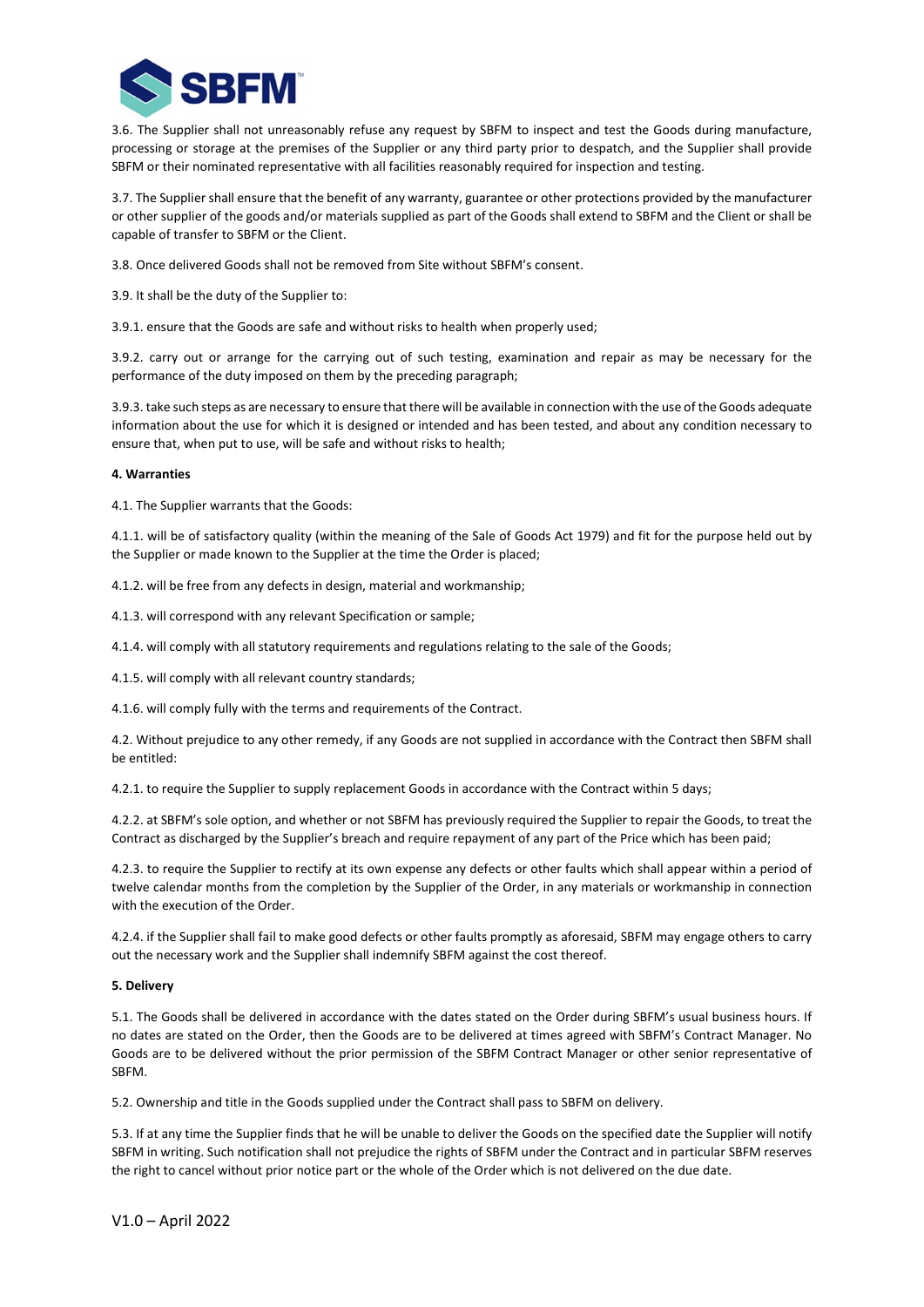3.6. The Supplier shall not unreasonably refuse any request by SBFM to inspect and test the Goods during manufacture, processing or storage at the premises of the Supplier or any third party prior to despatch, and the Supplier shall provide SBFM or their nominated representative with all facilities reasonably required for inspection and testing.

3.7. The Supplier shall ensure that the benefit of any warranty, guarantee or other protections provided by the manufacturer or other supplier of the goods and/or materials supplied as part of the Goods shall extend to SBFM and the Client or shall be capable of transfer to SBFM or the Client.

3.8. Once delivered Goods shall not be removed from Site without SBFM's consent.

3.9. It shall be the duty of the Supplier to:

3.9.1. ensure that the Goods are safe and without risks to health when properly used;

3.9.2. carry out or arrange for the carrying out of such testing, examination and repair as may be necessary for the performance of the duty imposed on them by the preceding paragraph;

3.9.3. take such steps as are necessary to ensure that there will be available in connection with the use of the Goods adequate information about the use for which it is designed or intended and has been tested, and about any condition necessary to ensure that, when put to use, will be safe and without risks to health;

**4. Warranties**

4.1. The Supplier warrants that the Goods:

4.1.1. will be of satisfactory quality (within the meaning of the Sale of Goods Act 1979) and fit for the purpose held out by the Supplier or made known to the Supplier at the time the Order is placed;

4.1.2. will be free from any defects in design, material and workmanship;

4.1.3. will correspond with any relevant Specification or sample;

4.1.4. will comply with all statutory requirements and regulations relating to the sale of the Goods;

4.1.5. will comply with all relevant country standards;

4.1.6. will comply fully with the terms and requirements of the Contract.

4.2. Without prejudice to any other remedy, if any Goods are not supplied in accordance with the Contract then SBFM shall be entitled:

4.2.1. to require the Supplier to supply replacement Goods in accordance with the Contract within 5 days;

4.2.2. at SBFM's sole option, and whether or not SBFM has previously required the Supplier to repair the Goods, to treat the Contract as discharged by the Supplier's breach and require repayment of any part of the Price which has been paid;

4.2.3. to require the Supplier to rectify at its own expense any defects or other faults which shall appear within a period of twelve calendar months from the completion by the Supplier of the Order, in any materials or workmanship in connection with the execution of the Order.

4.2.4. if the Supplier shall fail to make good defects or other faults promptly as aforesaid, SBFM may engage others to carry out the necessary work and the Supplier shall indemnify SBFM against the cost thereof.

**5. Delivery**

5.1. The Goods shall be delivered in accordance with the dates stated on the Order during SBFM's usual business hours. If no dates are stated on the Order, then the Goods are to be delivered at times agreed with SBFM's Contract Manager. No Goods are to be delivered without the prior permission of the SBFM Contract Manager or other senior representative of SBFM.

5.2. Ownership and title in the Goods supplied under the Contract shall pass to SBFM on delivery.

5.3. If at any time the Supplier finds that he will be unable to deliver the Goods on the specified date the Supplier will notify SBFM in writing. Such notification shall not prejudice the rights of SBFM under the Contract and in particular SBFM reserves the right to cancel without prior notice part or the whole of the Order which is not delivered on the due date.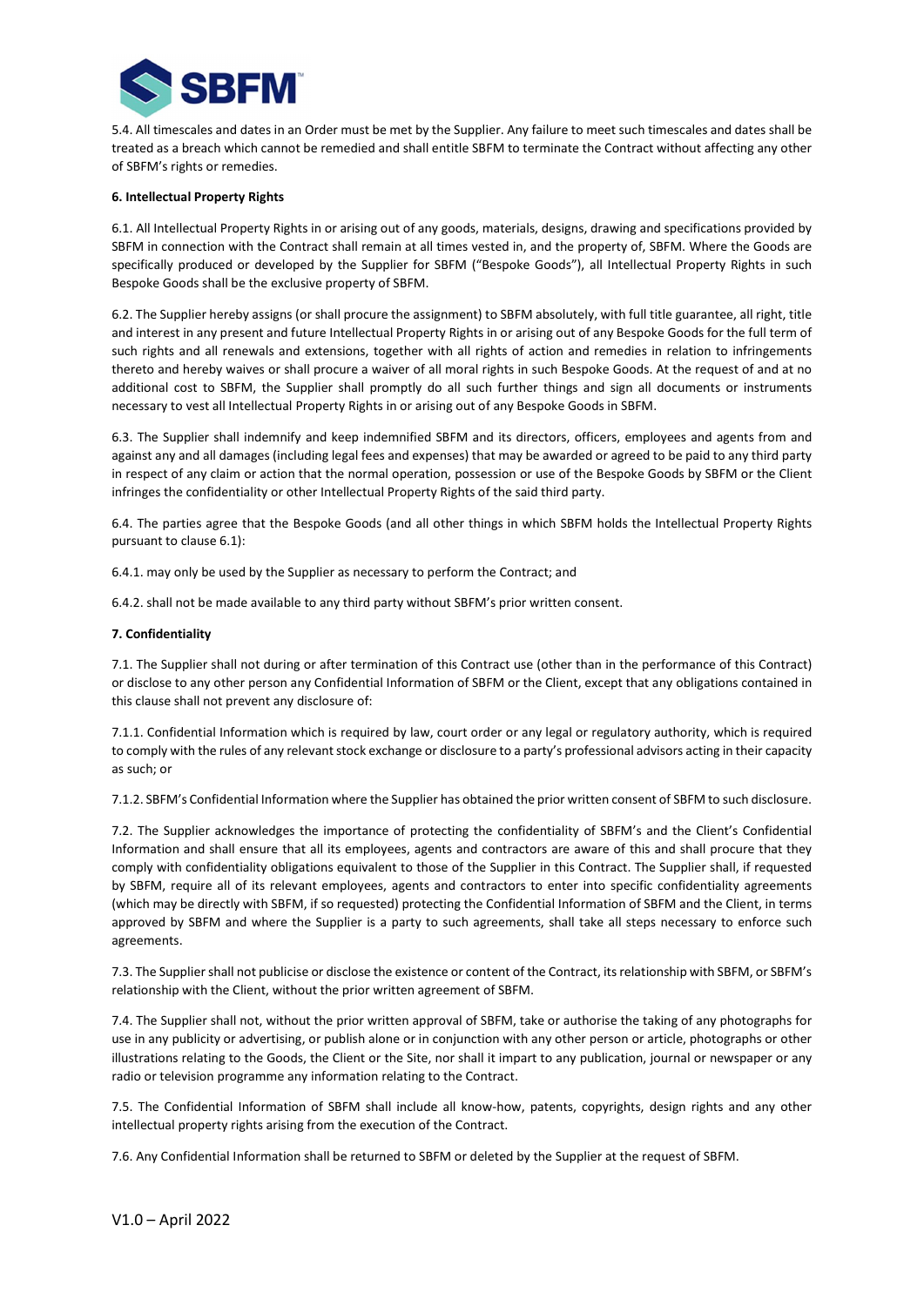5.4. All timescales and dates in an Order must be met by the Supplier. Any failure to meet such timescales and dates shall be treated as a breach which cannot be remedied and shall entitle SBFM to terminate the Contract without affecting any other of SBFM's rights or remedies.

**6. Intellectual Property Rights**

6.1. All Intellectual Property Rights in or arising out of any goods, materials, designs, drawing and specifications provided by SBFM in connection with the Contract shall remain at all times vested in, and the property of, SBFM. Where the Goods are specifically produced or developed by the Supplier for SBFM ("Bespoke Goods"), all Intellectual Property Rights in such Bespoke Goods shall be the exclusive property of SBFM.

6.2. The Supplier hereby assigns (or shall procure the assignment) to SBFM absolutely, with full title guarantee, all right, title and interest in any present and future Intellectual Property Rights in or arising out of any Bespoke Goods for the full term of such rights and all renewals and extensions, together with all rights of action and remedies in relation to infringements thereto and hereby waives or shall procure a waiver of all moral rights in such Bespoke Goods. At the request of and at no additional cost to SBFM, the Supplier shall promptly do all such further things and sign all documents or instruments necessary to vest all Intellectual Property Rights in or arising out of any Bespoke Goods in SBFM.

6.3. The Supplier shall indemnify and keep indemnified SBFM and its directors, officers, employees and agents from and against any and all damages (including legal fees and expenses) that may be awarded or agreed to be paid to any third party in respect of any claim or action that the normal operation, possession or use of the Bespoke Goods by SBFM or the Client infringes the confidentiality or other Intellectual Property Rights of the said third party.

6.4. The parties agree that the Bespoke Goods (and all other things in which SBFM holds the Intellectual Property Rights pursuant to clause 6.1):

6.4.1. may only be used by the Supplier as necessary to perform the Contract; and

6.4.2. shall not be made available to any third party without SBFM's prior written consent.

**7. Confidentiality**

7.1. The Supplier shall not during or after termination of this Contract use (other than in the performance of this Contract) or disclose to any other person any Confidential Information of SBFM or the Client, except that any obligations contained in this clause shall not prevent any disclosure of:

7.1.1. Confidential Information which is required by law, court order or any legal or regulatory authority, which is required to comply with the rules of any relevant stock exchange or disclosure to a party's professional advisors acting in their capacity as such; or

7.1.2. SBFM's Confidential Information where the Supplier has obtained the prior written consent of SBFM to such disclosure.

7.2. The Supplier acknowledges the importance of protecting the confidentiality of SBFM's and the Client's Confidential Information and shall ensure that all its employees, agents and contractors are aware of this and shall procure that they comply with confidentiality obligations equivalent to those of the Supplier in this Contract. The Supplier shall, if requested by SBFM, require all of its relevant employees, agents and contractors to enter into specific confidentiality agreements (which may be directly with SBFM, if so requested) protecting the Confidential Information of SBFM and the Client, in terms approved by SBFM and where the Supplier is a party to such agreements, shall take all steps necessary to enforce such agreements.

7.3. The Supplier shall not publicise or disclose the existence or content of the Contract, its relationship with SBFM, or SBFM's relationship with the Client, without the prior written agreement of SBFM.

7.4. The Supplier shall not, without the prior written approval of SBFM, take or authorise the taking of any photographs for use in any publicity or advertising, or publish alone or in conjunction with any other person or article, photographs or other illustrations relating to the Goods, the Client or the Site, nor shall it impart to any publication, journal or newspaper or any radio or television programme any information relating to the Contract.

7.5. The Confidential Information of SBFM shall include all know-how, patents, copyrights, design rights and any other intellectual property rights arising from the execution of the Contract.

7.6. Any Confidential Information shall be returned to SBFM or deleted by the Supplier at the request of SBFM.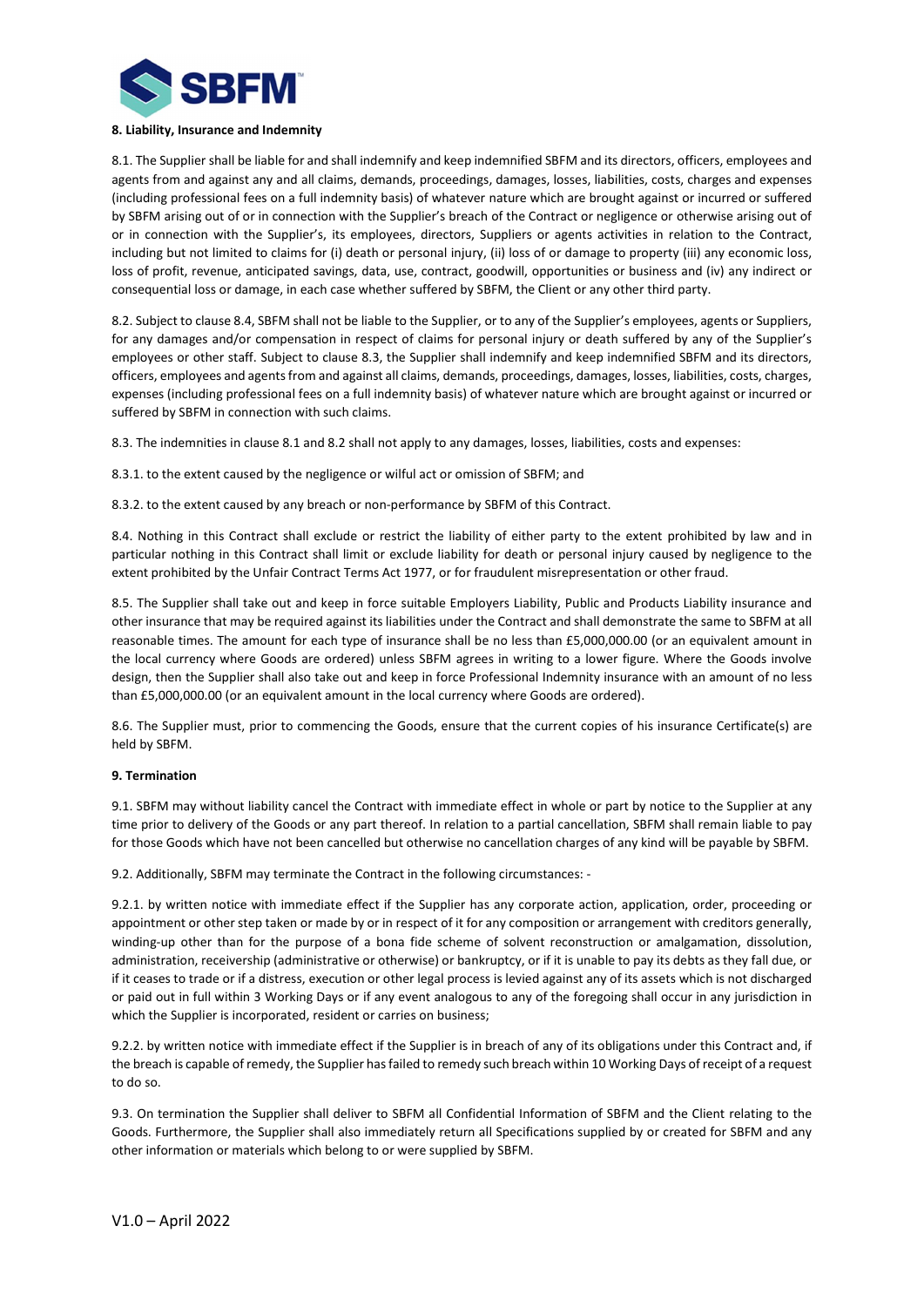**8. Liability, Insurance and Indemnity**

8.1. The Supplier shall be liable for and shall indemnify and keep indemnified SBFM and its directors, officers, employees and agents from and against any and all claims, demands, proceedings, damages, losses, liabilities, costs, charges and expenses (including professional fees on a full indemnity basis) of whatever nature which are brought against or incurred or suffered by SBFM arising out of or in connection with the Supplier's breach of the Contract or negligence or otherwise arising out of or in connection with the Supplier's, its employees, directors, Suppliers or agents activities in relation to the Contract, including but not limited to claims for (i) death or personal injury, (ii) loss of or damage to property (iii) any economic loss, loss of profit, revenue, anticipated savings, data, use, contract, goodwill, opportunities or business and (iv) any indirect or consequential loss or damage, in each case whether suffered by SBFM, the Client or any other third party.

8.2. Subject to clause 8.4, SBFM shall not be liable to the Supplier, or to any of the Supplier's employees, agents or Suppliers, for any damages and/or compensation in respect of claims for personal injury or death suffered by any of the Supplier's employees or other staff. Subject to clause 8.3, the Supplier shall indemnify and keep indemnified SBFM and its directors, officers, employees and agents from and against all claims, demands, proceedings, damages, losses, liabilities, costs, charges, expenses (including professional fees on a full indemnity basis) of whatever nature which are brought against or incurred or suffered by SBFM in connection with such claims.

8.3. The indemnities in clause 8.1 and 8.2 shall not apply to any damages, losses, liabilities, costs and expenses:

8.3.1. to the extent caused by the negligence or wilful act or omission of SBFM; and

8.3.2. to the extent caused by any breach or non-performance by SBFM of this Contract.

8.4. Nothing in this Contract shall exclude or restrict the liability of either party to the extent prohibited by law and in particular nothing in this Contract shall limit or exclude liability for death or personal injury caused by negligence to the extent prohibited by the Unfair Contract Terms Act 1977, or for fraudulent misrepresentation or other fraud.

8.5. The Supplier shall take out and keep in force suitable Employers Liability, Public and Products Liability insurance and other insurance that may be required against its liabilities under the Contract and shall demonstrate the same to SBFM at all reasonable times. The amount for each type of insurance shall be no less than £5,000,000.00 (or an equivalent amount in the local currency where Goods are ordered) unless SBFM agrees in writing to a lower figure. Where the Goods involve design, then the Supplier shall also take out and keep in force Professional Indemnity insurance with an amount of no less than £5,000,000.00 (or an equivalent amount in the local currency where Goods are ordered).

8.6. The Supplier must, prior to commencing the Goods, ensure that the current copies of his insurance Certificate(s) are held by SBFM.

**9. Termination**

9.1. SBFM may without liability cancel the Contract with immediate effect in whole or part by notice to the Supplier at any time prior to delivery of the Goods or any part thereof. In relation to a partial cancellation, SBFM shall remain liable to pay for those Goods which have not been cancelled but otherwise no cancellation charges of any kind will be payable by SBFM.

9.2. Additionally, SBFM may terminate the Contract in the following circumstances: -

9.2.1. by written notice with immediate effect if the Supplier has any corporate action, application, order, proceeding or appointment or other step taken or made by or in respect of it for any composition or arrangement with creditors generally, winding-up other than for the purpose of a bona fide scheme of solvent reconstruction or amalgamation, dissolution, administration, receivership (administrative or otherwise) or bankruptcy, or if it is unable to pay its debts as they fall due, or if it ceases to trade or if a distress, execution or other legal process is levied against any of its assets which is not discharged or paid out in full within 3 Working Days or if any event analogous to any of the foregoing shall occur in any jurisdiction in which the Supplier is incorporated, resident or carries on business;

9.2.2. by written notice with immediate effect if the Supplier is in breach of any of its obligations under this Contract and, if the breach is capable of remedy, the Supplier has failed to remedy such breach within 10 Working Days of receipt of a request to do so.

9.3. On termination the Supplier shall deliver to SBFM all Confidential Information of SBFM and the Client relating to the Goods. Furthermore, the Supplier shall also immediately return all Specifications supplied by or created for SBFM and any other information or materials which belong to or were supplied by SBFM.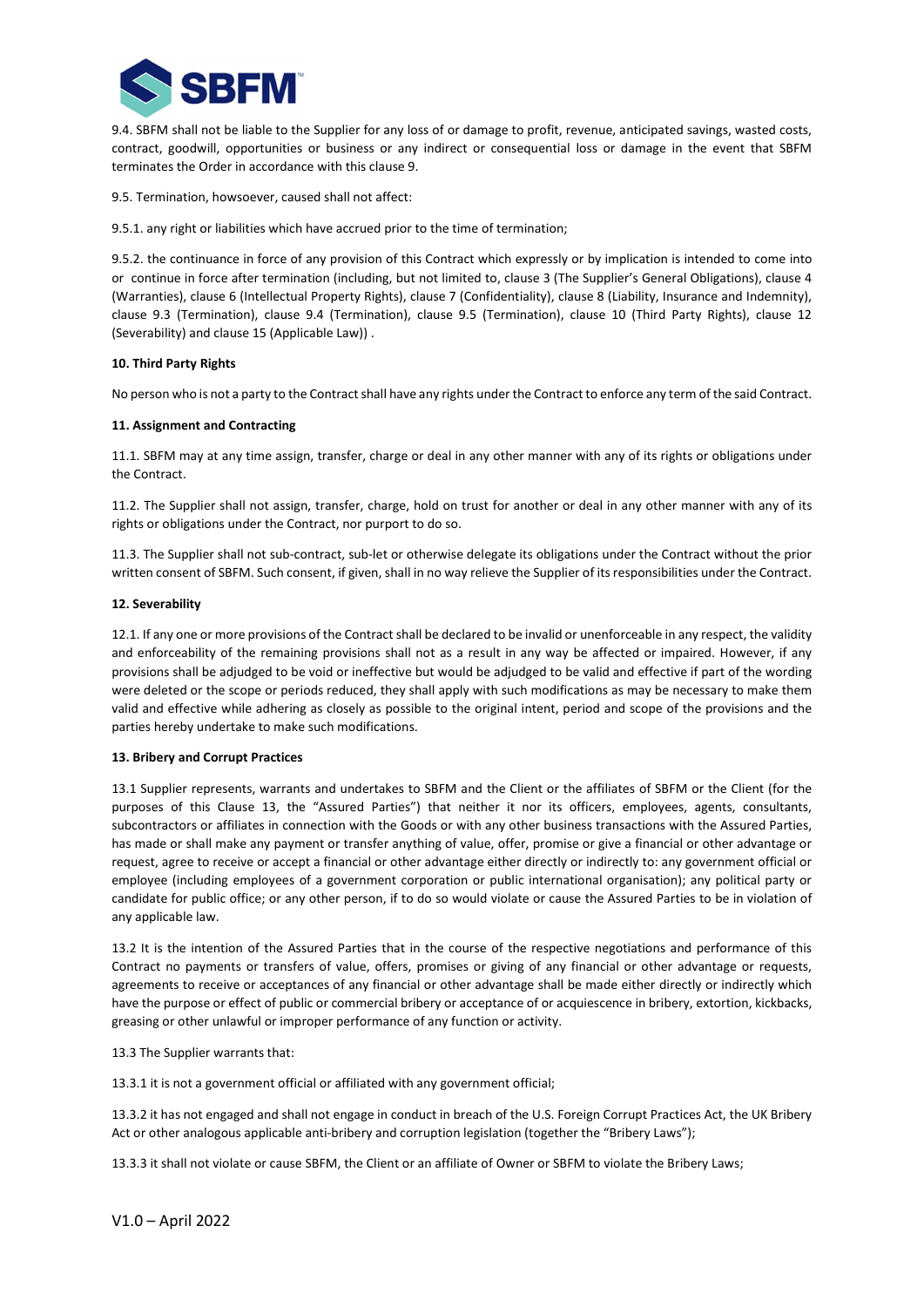9.4. SBFM shall not be liable to the Supplier for any loss of or damage to profit, revenue, anticipated savings, wasted costs, contract, goodwill, opportunities or business or any indirect or consequential loss or damage in the event that SBFM terminates the Order in accordance with this clause 9.

9.5. Termination, howsoever, caused shall not affect:

9.5.1. any right or liabilities which have accrued prior to the time of termination;

9.5.2. the continuance in force of any provision of this Contract which expressly or by implication is intended to come into or continue in force after termination (including, but not limited to, clause 3 (The Supplier's General Obligations), clause 4 (Warranties), clause 6 (Intellectual Property Rights), clause 7 (Confidentiality), clause 8 (Liability, Insurance and Indemnity), clause 9.3 (Termination), clause 9.4 (Termination), clause 9.5 (Termination), clause 10 (Third Party Rights), clause 12 (Severability) and clause 15 (Applicable Law)) .

**10. Third Party Rights**

No person who is not a party to the Contract shall have any rights under the Contract to enforce any term of the said Contract.

**11. Assignment and Contracting**

11.1. SBFM may at any time assign, transfer, charge or deal in any other manner with any of its rights or obligations under the Contract.

11.2. The Supplier shall not assign, transfer, charge, hold on trust for another or deal in any other manner with any of its rights or obligations under the Contract, nor purport to do so.

11.3. The Supplier shall not sub-contract, sub-let or otherwise delegate its obligations under the Contract without the prior written consent of SBFM. Such consent, if given, shall in no way relieve the Supplier of its responsibilities under the Contract.

**12. Severability**

12.1. If any one or more provisions of the Contract shall be declared to be invalid or unenforceable in any respect, the validity and enforceability of the remaining provisions shall not as a result in any way be affected or impaired. However, if any provisions shall be adjudged to be void or ineffective but would be adjudged to be valid and effective if part of the wording were deleted or the scope or periods reduced, they shall apply with such modifications as may be necessary to make them valid and effective while adhering as closely as possible to the original intent, period and scope of the provisions and the parties hereby undertake to make such modifications.

**13. Bribery and Corrupt Practices**

13.1 Supplier represents, warrants and undertakes to SBFM and the Client or the affiliates of SBFM or the Client (for the purposes of this Clause 13, the "Assured Parties") that neither it nor its officers, employees, agents, consultants, subcontractors or affiliates in connection with the Goods or with any other business transactions with the Assured Parties, has made or shall make any payment or transfer anything of value, offer, promise or give a financial or other advantage or request, agree to receive or accept a financial or other advantage either directly or indirectly to: any government official or employee (including employees of a government corporation or public international organisation); any political party or candidate for public office; or any other person, if to do so would violate or cause the Assured Parties to be in violation of any applicable law.

13.2 It is the intention of the Assured Parties that in the course of the respective negotiations and performance of this Contract no payments or transfers of value, offers, promises or giving of any financial or other advantage or requests, agreements to receive or acceptances of any financial or other advantage shall be made either directly or indirectly which have the purpose or effect of public or commercial bribery or acceptance of or acquiescence in bribery, extortion, kickbacks, greasing or other unlawful or improper performance of any function or activity.

13.3 The Supplier warrants that:

13.3.1 it is not a government official or affiliated with any government official;

13.3.2 it has not engaged and shall not engage in conduct in breach of the U.S. Foreign Corrupt Practices Act, the UK Bribery Act or other analogous applicable anti-bribery and corruption legislation (together the "Bribery Laws");

13.3.3 it shall not violate or cause SBFM, the Client or an affiliate of Owner or SBFM to violate the Bribery Laws;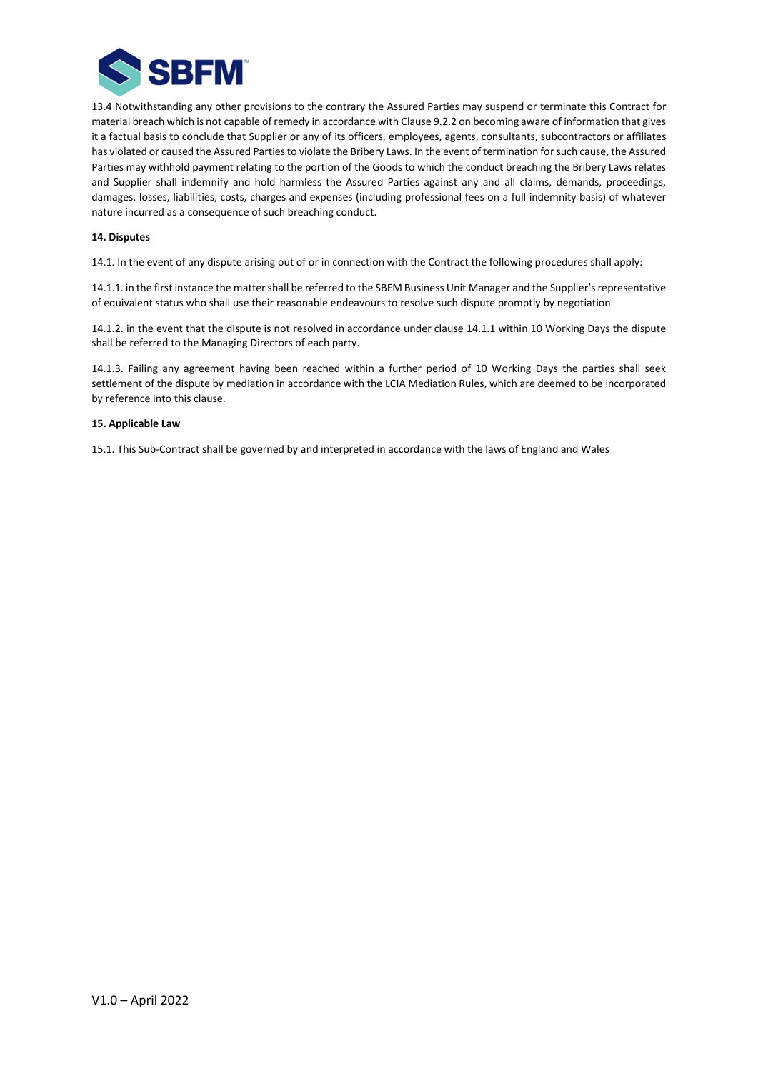13.4 Notwithstanding any other provisions to the contrary the Assured Parties may suspend or terminate this Contract for material breach which is not capable of remedy in accordance with Clause 9.2.2 on becoming aware of information that gives it a factual basis to conclude that Supplier or any of its officers, employees, agents, consultants, subcontractors or affiliates has violated or caused the Assured Parties to violate the Bribery Laws. In the event of termination for such cause, the Assured Parties may withhold payment relating to the portion of the Goods to which the conduct breaching the Bribery Laws relates and Supplier shall indemnify and hold harmless the Assured Parties against any and all claims, demands, proceedings, damages, losses, liabilities, costs, charges and expenses (including professional fees on a full indemnity basis) of whatever nature incurred as a consequence of such breaching conduct.

**14. Disputes**

14.1. In the event of any dispute arising out of or in connection with the Contract the following procedures shall apply:

14.1.1. in the first instance the matter shall be referred to the SBFM Business Unit Manager and the Supplier's representative of equivalent status who shall use their reasonable endeavours to resolve such dispute promptly by negotiation

14.1.2. in the event that the dispute is not resolved in accordance under clause 14.1.1 within 10 Working Days the dispute shall be referred to the Managing Directors of each party.

14.1.3. Failing any agreement having been reached within a further period of 10 Working Days the parties shall seek settlement of the dispute by mediation in accordance with the LCIA Mediation Rules, which are deemed to be incorporated by reference into this clause.

**15. Applicable Law**

15.1. This Sub-Contract shall be governed by and interpreted in accordance with the laws of England and Wales